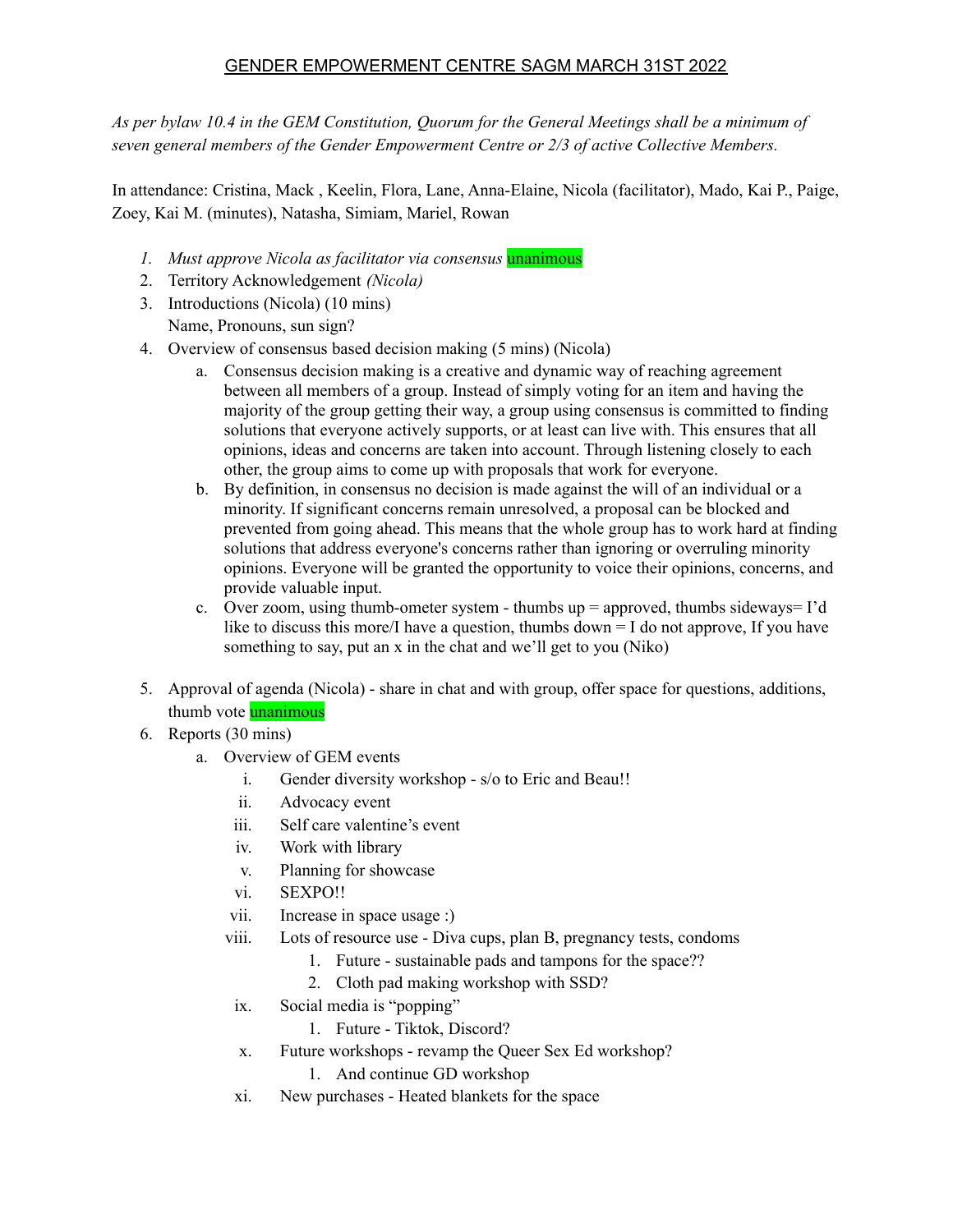# GENDER EMPOWERMENT CENTRE SAGM MARCH 31ST 2022

*As per bylaw 10.4 in the GEM Constitution, Quorum for the General Meetings shall be a minimum of seven general members of the Gender Empowerment Centre or 2/3 of active Collective Members.*

In attendance: Cristina, Mack , Keelin, Flora, Lane, Anna-Elaine, Nicola (facilitator), Mado, Kai P., Paige, Zoey, Kai M. (minutes), Natasha, Simiam, Mariel, Rowan

1. *Must approve Nicola as facilitator via consensus* unanimous
2. Territory Acknowledgement *(Nicola)*
3. Introductions (Nicola) (10 mins)
   Name, Pronouns, sun sign?
4. Overview of consensus based decision making (5 mins) (Nicola)
   a. Consensus decision making is a creative and dynamic way of reaching agreement between all members of a group. Instead of simply voting for an item and having the majority of the group getting their way, a group using consensus is committed to finding solutions that everyone actively supports, or at least can live with. This ensures that all opinions, ideas and concerns are taken into account. Through listening closely to each other, the group aims to come up with proposals that work for everyone.
   b. By definition, in consensus no decision is made against the will of an individual or a minority. If significant concerns remain unresolved, a proposal can be blocked and prevented from going ahead. This means that the whole group has to work hard at finding solutions that address everyone's concerns rather than ignoring or overruling minority opinions. Everyone will be granted the opportunity to voice their opinions, concerns, and provide valuable input.
   c. Over zoom, using thumb-ometer system - thumbs up = approved, thumbs sideways= I'd like to discuss this more/I have a question, thumbs down = I do not approve, If you have something to say, put an x in the chat and we'll get to you (Niko)
5. Approval of agenda (Nicola) - share in chat and with group, offer space for questions, additions, thumb vote unanimous
6. Reports (30 mins)
   a. Overview of GEM events
      i. Gender diversity workshop - s/o to Eric and Beau!!
      ii. Advocacy event
      iii. Self care valentine's event
      iv. Work with library
      v. Planning for showcase
      vi. SEXPO!!
      vii. Increase in space usage :)
      viii. Lots of resource use - Diva cups, plan B, pregnancy tests, condoms
         1. Future - sustainable pads and tampons for the space??
         2. Cloth pad making workshop with SSD?
      ix. Social media is "popping"
         1. Future - Tiktok, Discord?
      x. Future workshops - revamp the Queer Sex Ed workshop?
         1. And continue GD workshop
      xi. New purchases - Heated blankets for the space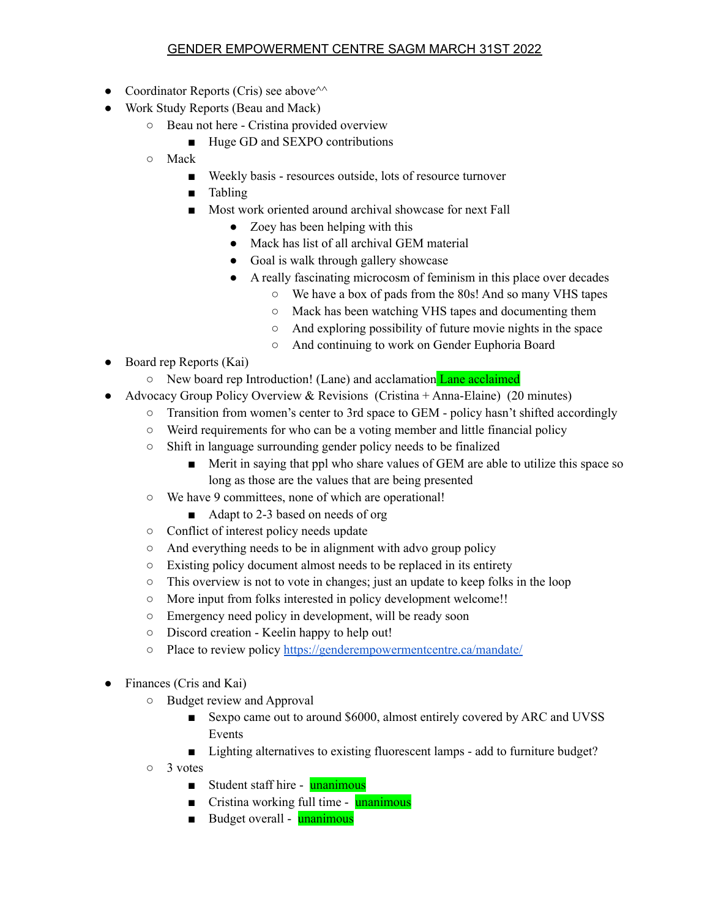GENDER EMPOWERMENT CENTRE SAGM MARCH 31ST 2022

- Coordinator Reports (Cris) see above^^
- Work Study Reports (Beau and Mack)
  - Beau not here - Cristina provided overview
    - Huge GD and SEXPO contributions
  - Mack
    - Weekly basis - resources outside, lots of resource turnover
    - Tabling
    - Most work oriented around archival showcase for next Fall
      - Zoey has been helping with this
      - Mack has list of all archival GEM material
      - Goal is walk through gallery showcase
      - A really fascinating microcosm of feminism in this place over decades
        - We have a box of pads from the 80s! And so many VHS tapes
        - Mack has been watching VHS tapes and documenting them
        - And exploring possibility of future movie nights in the space
        - And continuing to work on Gender Euphoria Board
- Board rep Reports (Kai)
  - New board rep Introduction! (Lane) and acclamation Lane acclaimed
- Advocacy Group Policy Overview & Revisions (Cristina + Anna-Elaine) (20 minutes)
  - Transition from women's center to 3rd space to GEM - policy hasn't shifted accordingly
  - Weird requirements for who can be a voting member and little financial policy
  - Shift in language surrounding gender policy needs to be finalized
    - Merit in saying that ppl who share values of GEM are able to utilize this space so long as those are the values that are being presented
  - We have 9 committees, none of which are operational!
    - Adapt to 2-3 based on needs of org
  - Conflict of interest policy needs update
  - And everything needs to be in alignment with advo group policy
  - Existing policy document almost needs to be replaced in its entirety
  - This overview is not to vote in changes; just an update to keep folks in the loop
  - More input from folks interested in policy development welcome!!
  - Emergency need policy in development, will be ready soon
  - Discord creation - Keelin happy to help out!
  - Place to review policy https://genderempowermentcentre.ca/mandate/

- Finances (Cris and Kai)
  - Budget review and Approval
    - Sexpo came out to around $6000, almost entirely covered by ARC and UVSS Events
    - Lighting alternatives to existing fluorescent lamps - add to furniture budget?
  - 3 votes
    - Student staff hire - unanimous
    - Cristina working full time - unanimous
    - Budget overall - unanimous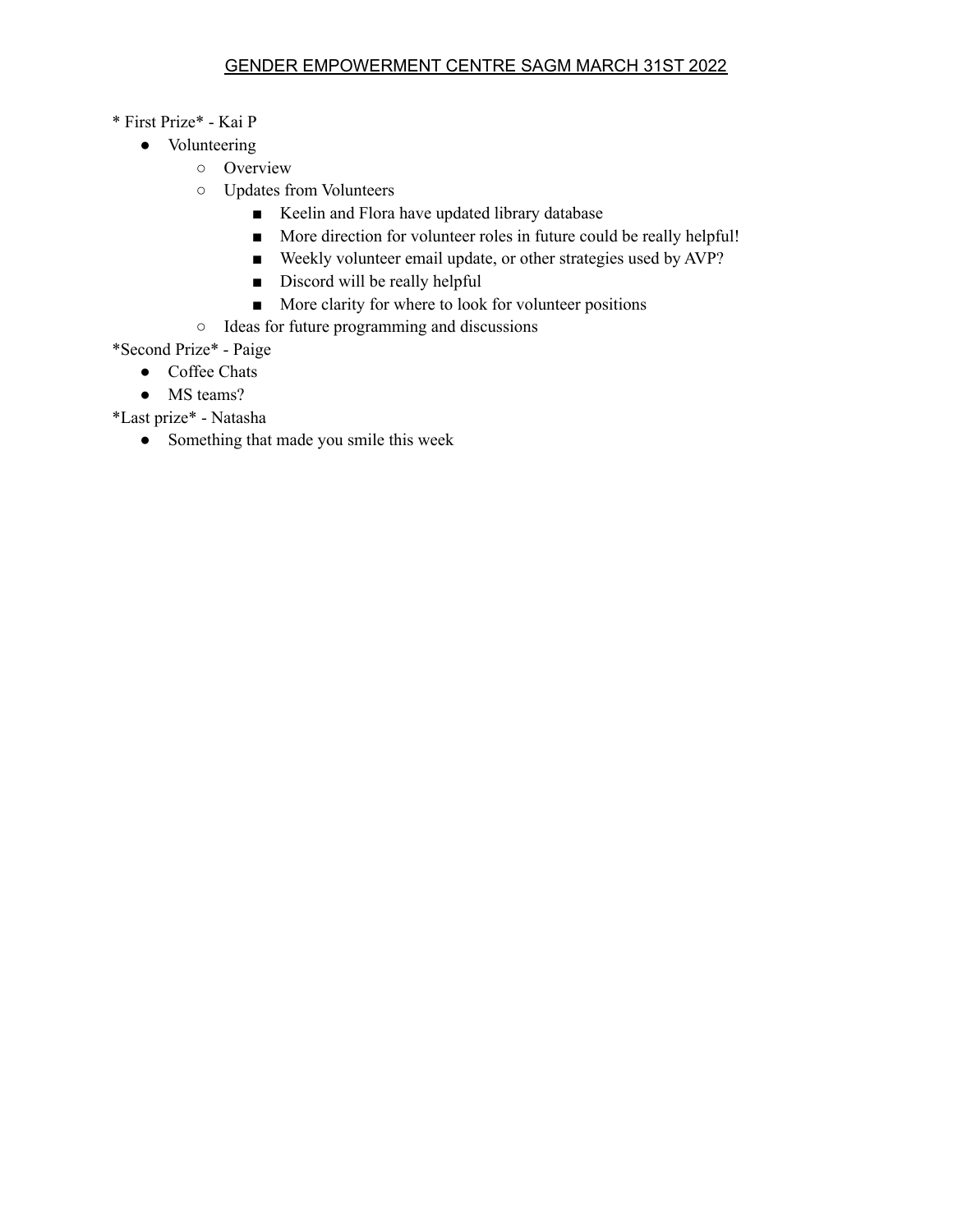# GENDER EMPOWERMENT CENTRE SAGM MARCH 31ST 2022

* First Prize* - Kai P

- Volunteering
  - Overview
  - Updates from Volunteers
    - Keelin and Flora have updated library database
    - More direction for volunteer roles in future could be really helpful!
    - Weekly volunteer email update, or other strategies used by AVP?
    - Discord will be really helpful
    - More clarity for where to look for volunteer positions
  - Ideas for future programming and discussions

*Second Prize* - Paige

- Coffee Chats
- MS teams?

*Last prize* - Natasha

- Something that made you smile this week